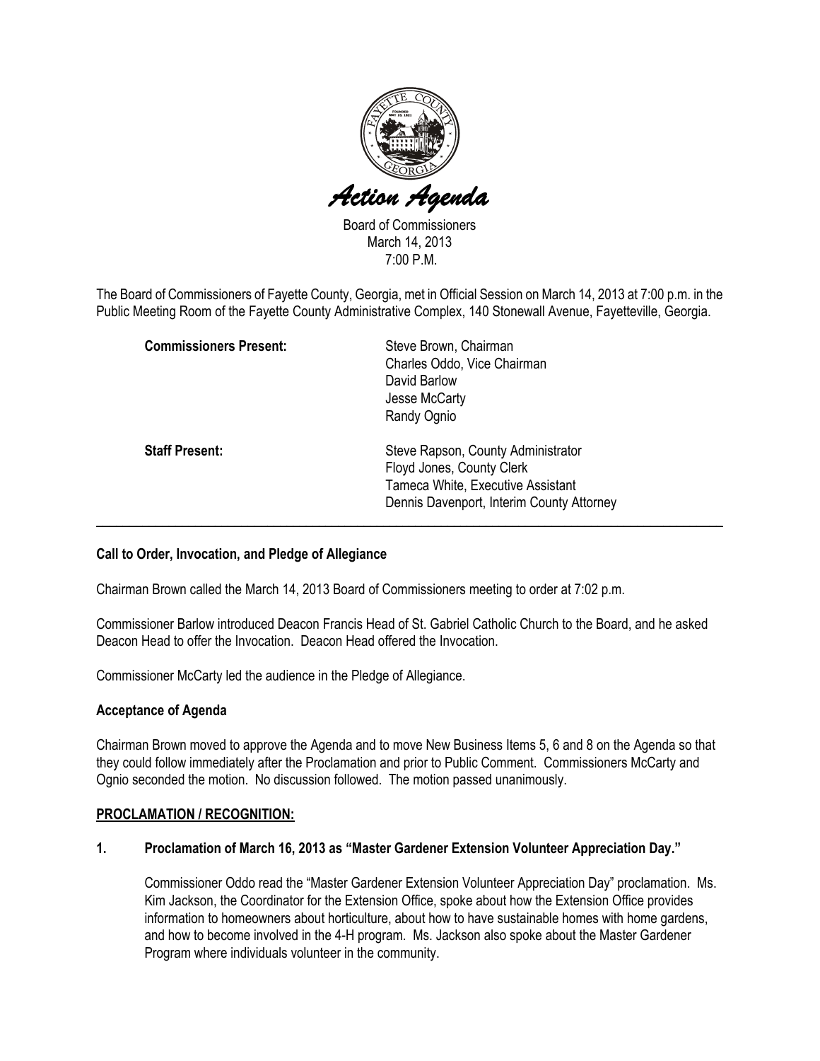# Action Agenda

Board of Commissioners
March 14, 2013
7:00 P.M.

The Board of Commissioners of Fayette County, Georgia, met in Official Session on March 14, 2013 at 7:00 p.m. in the Public Meeting Room of the Fayette County Administrative Complex, 140 Stonewall Avenue, Fayetteville, Georgia.

| | |
|---|---|
| **Commissioners Present:** | Steve Brown, Chairman<br>Charles Oddo, Vice Chairman<br>David Barlow<br>Jesse McCarty<br>Randy Ognio |
| **Staff Present:** | Steve Rapson, County Administrator<br>Floyd Jones, County Clerk<br>Tameca White, Executive Assistant<br>Dennis Davenport, Interim County Attorney |

---

**Call to Order, Invocation, and Pledge of Allegiance**

Chairman Brown called the March 14, 2013 Board of Commissioners meeting to order at 7:02 p.m.

Commissioner Barlow introduced Deacon Francis Head of St. Gabriel Catholic Church to the Board, and he asked Deacon Head to offer the Invocation. Deacon Head offered the Invocation.

Commissioner McCarty led the audience in the Pledge of Allegiance.

**Acceptance of Agenda**

Chairman Brown moved to approve the Agenda and to move New Business Items 5, 6 and 8 on the Agenda so that they could follow immediately after the Proclamation and prior to Public Comment. Commissioners McCarty and Ognio seconded the motion. No discussion followed. The motion passed unanimously.

**PROCLAMATION / RECOGNITION:**

**1. Proclamation of March 16, 2013 as "Master Gardener Extension Volunteer Appreciation Day."**

Commissioner Oddo read the "Master Gardener Extension Volunteer Appreciation Day" proclamation. Ms. Kim Jackson, the Coordinator for the Extension Office, spoke about how the Extension Office provides information to homeowners about horticulture, about how to have sustainable homes with home gardens, and how to become involved in the 4-H program. Ms. Jackson also spoke about the Master Gardener Program where individuals volunteer in the community.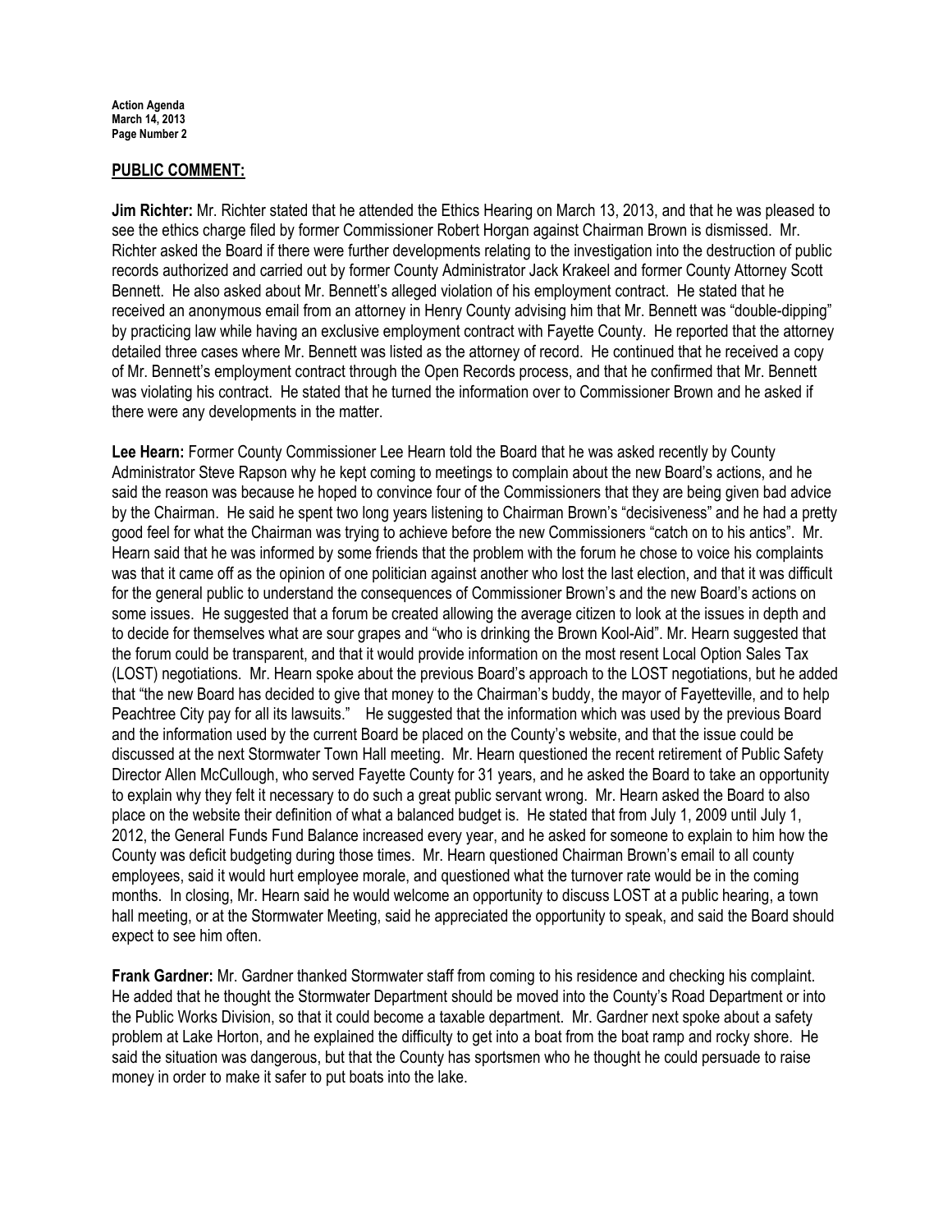## PUBLIC COMMENT:

**Jim Richter:** Mr. Richter stated that he attended the Ethics Hearing on March 13, 2013, and that he was pleased to see the ethics charge filed by former Commissioner Robert Horgan against Chairman Brown is dismissed. Mr. Richter asked the Board if there were further developments relating to the investigation into the destruction of public records authorized and carried out by former County Administrator Jack Krakeel and former County Attorney Scott Bennett. He also asked about Mr. Bennett's alleged violation of his employment contract. He stated that he received an anonymous email from an attorney in Henry County advising him that Mr. Bennett was "double-dipping" by practicing law while having an exclusive employment contract with Fayette County. He reported that the attorney detailed three cases where Mr. Bennett was listed as the attorney of record. He continued that he received a copy of Mr. Bennett's employment contract through the Open Records process, and that he confirmed that Mr. Bennett was violating his contract. He stated that he turned the information over to Commissioner Brown and he asked if there were any developments in the matter.

**Lee Hearn:** Former County Commissioner Lee Hearn told the Board that he was asked recently by County Administrator Steve Rapson why he kept coming to meetings to complain about the new Board's actions, and he said the reason was because he hoped to convince four of the Commissioners that they are being given bad advice by the Chairman. He said he spent two long years listening to Chairman Brown's "decisiveness" and he had a pretty good feel for what the Chairman was trying to achieve before the new Commissioners "catch on to his antics". Mr. Hearn said that he was informed by some friends that the problem with the forum he chose to voice his complaints was that it came off as the opinion of one politician against another who lost the last election, and that it was difficult for the general public to understand the consequences of Commissioner Brown's and the new Board's actions on some issues. He suggested that a forum be created allowing the average citizen to look at the issues in depth and to decide for themselves what are sour grapes and "who is drinking the Brown Kool-Aid". Mr. Hearn suggested that the forum could be transparent, and that it would provide information on the most resent Local Option Sales Tax (LOST) negotiations. Mr. Hearn spoke about the previous Board's approach to the LOST negotiations, but he added that "the new Board has decided to give that money to the Chairman's buddy, the mayor of Fayetteville, and to help Peachtree City pay for all its lawsuits." He suggested that the information which was used by the previous Board and the information used by the current Board be placed on the County's website, and that the issue could be discussed at the next Stormwater Town Hall meeting. Mr. Hearn questioned the recent retirement of Public Safety Director Allen McCullough, who served Fayette County for 31 years, and he asked the Board to take an opportunity to explain why they felt it necessary to do such a great public servant wrong. Mr. Hearn asked the Board to also place on the website their definition of what a balanced budget is. He stated that from July 1, 2009 until July 1, 2012, the General Funds Fund Balance increased every year, and he asked for someone to explain to him how the County was deficit budgeting during those times. Mr. Hearn questioned Chairman Brown's email to all county employees, said it would hurt employee morale, and questioned what the turnover rate would be in the coming months. In closing, Mr. Hearn said he would welcome an opportunity to discuss LOST at a public hearing, a town hall meeting, or at the Stormwater Meeting, said he appreciated the opportunity to speak, and said the Board should expect to see him often.

**Frank Gardner:** Mr. Gardner thanked Stormwater staff from coming to his residence and checking his complaint. He added that he thought the Stormwater Department should be moved into the County's Road Department or into the Public Works Division, so that it could become a taxable department. Mr. Gardner next spoke about a safety problem at Lake Horton, and he explained the difficulty to get into a boat from the boat ramp and rocky shore. He said the situation was dangerous, but that the County has sportsmen who he thought he could persuade to raise money in order to make it safer to put boats into the lake.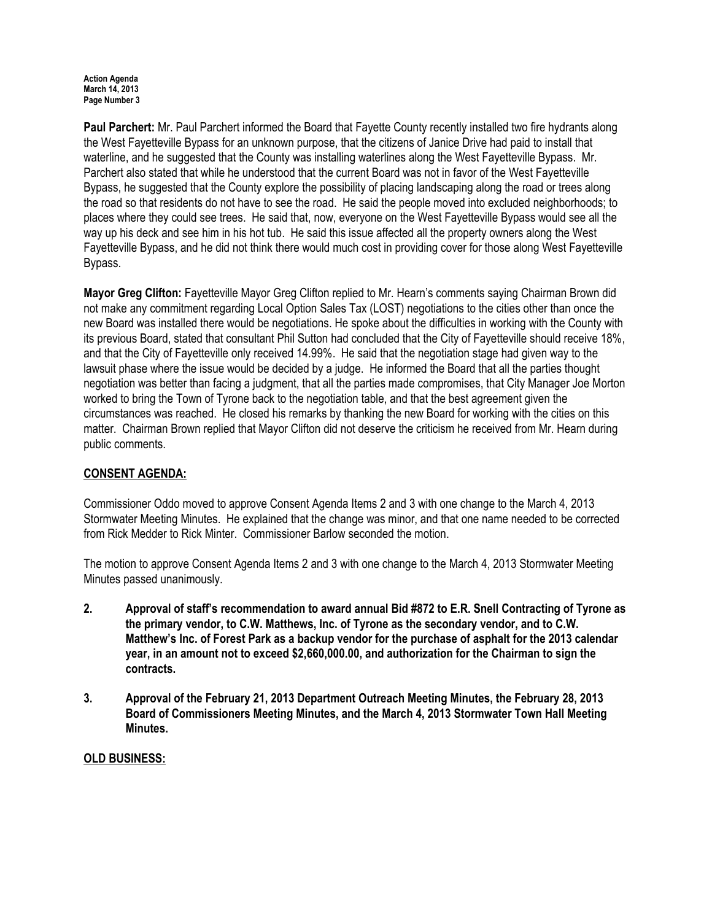**Paul Parchert:** Mr. Paul Parchert informed the Board that Fayette County recently installed two fire hydrants along the West Fayetteville Bypass for an unknown purpose, that the citizens of Janice Drive had paid to install that waterline, and he suggested that the County was installing waterlines along the West Fayetteville Bypass. Mr. Parchert also stated that while he understood that the current Board was not in favor of the West Fayetteville Bypass, he suggested that the County explore the possibility of placing landscaping along the road or trees along the road so that residents do not have to see the road. He said the people moved into excluded neighborhoods; to places where they could see trees. He said that, now, everyone on the West Fayetteville Bypass would see all the way up his deck and see him in his hot tub. He said this issue affected all the property owners along the West Fayetteville Bypass, and he did not think there would much cost in providing cover for those along West Fayetteville Bypass.

**Mayor Greg Clifton:** Fayetteville Mayor Greg Clifton replied to Mr. Hearn's comments saying Chairman Brown did not make any commitment regarding Local Option Sales Tax (LOST) negotiations to the cities other than once the new Board was installed there would be negotiations. He spoke about the difficulties in working with the County with its previous Board, stated that consultant Phil Sutton had concluded that the City of Fayetteville should receive 18%, and that the City of Fayetteville only received 14.99%. He said that the negotiation stage had given way to the lawsuit phase where the issue would be decided by a judge. He informed the Board that all the parties thought negotiation was better than facing a judgment, that all the parties made compromises, that City Manager Joe Morton worked to bring the Town of Tyrone back to the negotiation table, and that the best agreement given the circumstances was reached. He closed his remarks by thanking the new Board for working with the cities on this matter. Chairman Brown replied that Mayor Clifton did not deserve the criticism he received from Mr. Hearn during public comments.

## CONSENT AGENDA:

Commissioner Oddo moved to approve Consent Agenda Items 2 and 3 with one change to the March 4, 2013 Stormwater Meeting Minutes. He explained that the change was minor, and that one name needed to be corrected from Rick Medder to Rick Minter. Commissioner Barlow seconded the motion.

The motion to approve Consent Agenda Items 2 and 3 with one change to the March 4, 2013 Stormwater Meeting Minutes passed unanimously.

2. **Approval of staff's recommendation to award annual Bid #872 to E.R. Snell Contracting of Tyrone as the primary vendor, to C.W. Matthews, Inc. of Tyrone as the secondary vendor, and to C.W. Matthew's Inc. of Forest Park as a backup vendor for the purchase of asphalt for the 2013 calendar year, in an amount not to exceed $2,660,000.00, and authorization for the Chairman to sign the contracts.**

3. **Approval of the February 21, 2013 Department Outreach Meeting Minutes, the February 28, 2013 Board of Commissioners Meeting Minutes, and the March 4, 2013 Stormwater Town Hall Meeting Minutes.**

## OLD BUSINESS: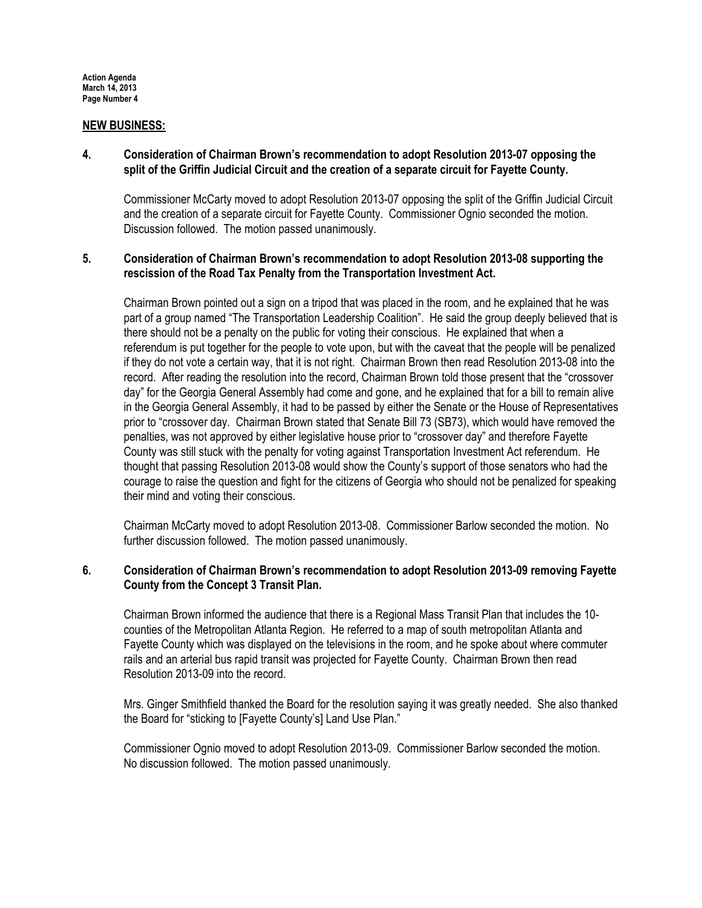## NEW BUSINESS:

**4. Consideration of Chairman Brown's recommendation to adopt Resolution 2013-07 opposing the split of the Griffin Judicial Circuit and the creation of a separate circuit for Fayette County.**

Commissioner McCarty moved to adopt Resolution 2013-07 opposing the split of the Griffin Judicial Circuit and the creation of a separate circuit for Fayette County. Commissioner Ognio seconded the motion. Discussion followed. The motion passed unanimously.

**5. Consideration of Chairman Brown's recommendation to adopt Resolution 2013-08 supporting the rescission of the Road Tax Penalty from the Transportation Investment Act.**

Chairman Brown pointed out a sign on a tripod that was placed in the room, and he explained that he was part of a group named "The Transportation Leadership Coalition". He said the group deeply believed that is there should not be a penalty on the public for voting their conscious. He explained that when a referendum is put together for the people to vote upon, but with the caveat that the people will be penalized if they do not vote a certain way, that it is not right. Chairman Brown then read Resolution 2013-08 into the record. After reading the resolution into the record, Chairman Brown told those present that the "crossover day" for the Georgia General Assembly had come and gone, and he explained that for a bill to remain alive in the Georgia General Assembly, it had to be passed by either the Senate or the House of Representatives prior to "crossover day. Chairman Brown stated that Senate Bill 73 (SB73), which would have removed the penalties, was not approved by either legislative house prior to "crossover day" and therefore Fayette County was still stuck with the penalty for voting against Transportation Investment Act referendum. He thought that passing Resolution 2013-08 would show the County's support of those senators who had the courage to raise the question and fight for the citizens of Georgia who should not be penalized for speaking their mind and voting their conscious.

Chairman McCarty moved to adopt Resolution 2013-08. Commissioner Barlow seconded the motion. No further discussion followed. The motion passed unanimously.

**6. Consideration of Chairman Brown's recommendation to adopt Resolution 2013-09 removing Fayette County from the Concept 3 Transit Plan.**

Chairman Brown informed the audience that there is a Regional Mass Transit Plan that includes the 10-counties of the Metropolitan Atlanta Region. He referred to a map of south metropolitan Atlanta and Fayette County which was displayed on the televisions in the room, and he spoke about where commuter rails and an arterial bus rapid transit was projected for Fayette County. Chairman Brown then read Resolution 2013-09 into the record.

Mrs. Ginger Smithfield thanked the Board for the resolution saying it was greatly needed. She also thanked the Board for "sticking to [Fayette County's] Land Use Plan."

Commissioner Ognio moved to adopt Resolution 2013-09. Commissioner Barlow seconded the motion. No discussion followed. The motion passed unanimously.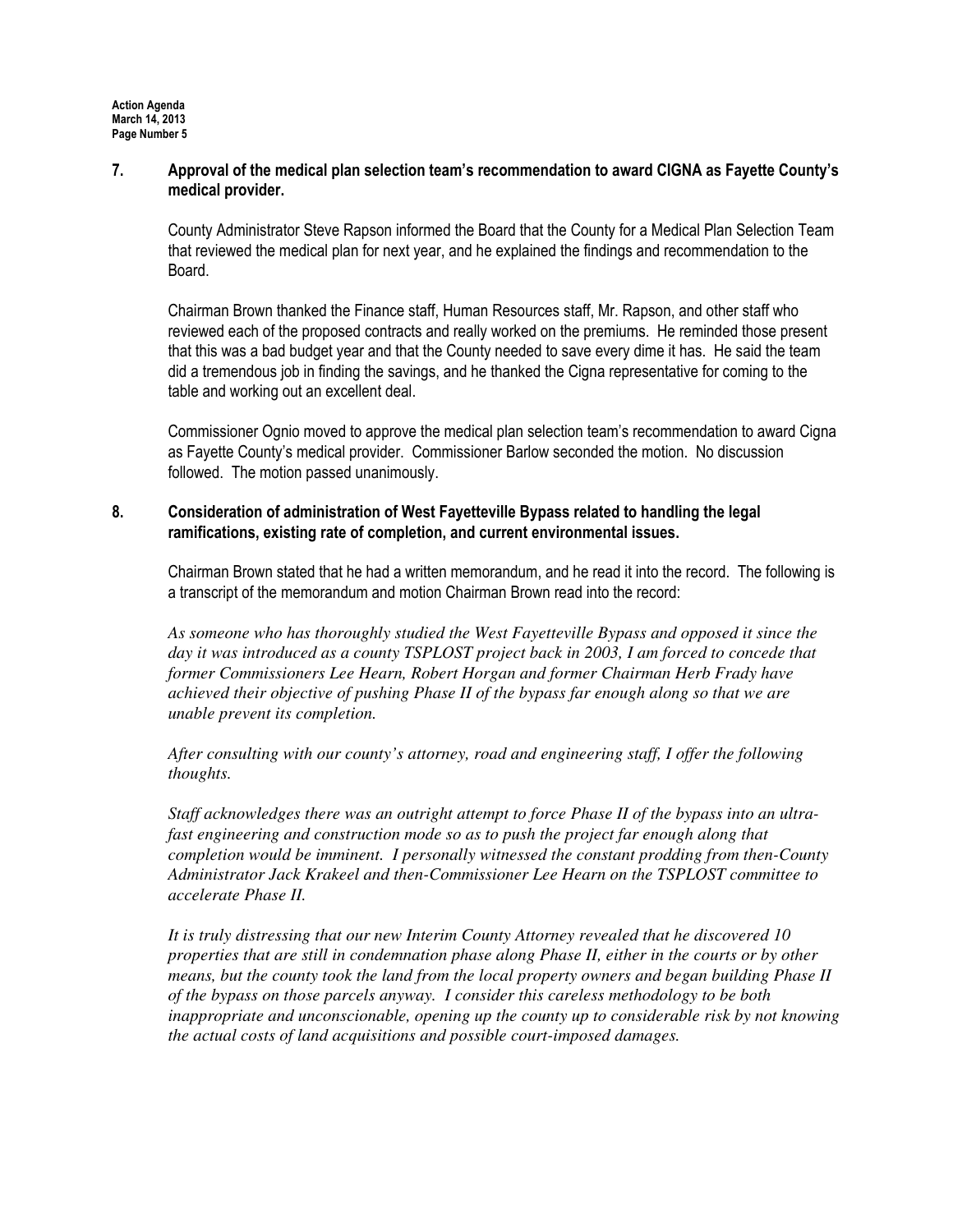**7. Approval of the medical plan selection team's recommendation to award CIGNA as Fayette County's medical provider.**

County Administrator Steve Rapson informed the Board that the County for a Medical Plan Selection Team that reviewed the medical plan for next year, and he explained the findings and recommendation to the Board.

Chairman Brown thanked the Finance staff, Human Resources staff, Mr. Rapson, and other staff who reviewed each of the proposed contracts and really worked on the premiums. He reminded those present that this was a bad budget year and that the County needed to save every dime it has. He said the team did a tremendous job in finding the savings, and he thanked the Cigna representative for coming to the table and working out an excellent deal.

Commissioner Ognio moved to approve the medical plan selection team's recommendation to award Cigna as Fayette County's medical provider. Commissioner Barlow seconded the motion. No discussion followed. The motion passed unanimously.

**8. Consideration of administration of West Fayetteville Bypass related to handling the legal ramifications, existing rate of completion, and current environmental issues.**

Chairman Brown stated that he had a written memorandum, and he read it into the record. The following is a transcript of the memorandum and motion Chairman Brown read into the record:

*As someone who has thoroughly studied the West Fayetteville Bypass and opposed it since the day it was introduced as a county TSPLOST project back in 2003, I am forced to concede that former Commissioners Lee Hearn, Robert Horgan and former Chairman Herb Frady have achieved their objective of pushing Phase II of the bypass far enough along so that we are unable prevent its completion.*

*After consulting with our county's attorney, road and engineering staff, I offer the following thoughts.*

*Staff acknowledges there was an outright attempt to force Phase II of the bypass into an ultra-fast engineering and construction mode so as to push the project far enough along that completion would be imminent. I personally witnessed the constant prodding from then-County Administrator Jack Krakeel and then-Commissioner Lee Hearn on the TSPLOST committee to accelerate Phase II.*

*It is truly distressing that our new Interim County Attorney revealed that he discovered 10 properties that are still in condemnation phase along Phase II, either in the courts or by other means, but the county took the land from the local property owners and began building Phase II of the bypass on those parcels anyway. I consider this careless methodology to be both inappropriate and unconscionable, opening up the county up to considerable risk by not knowing the actual costs of land acquisitions and possible court-imposed damages.*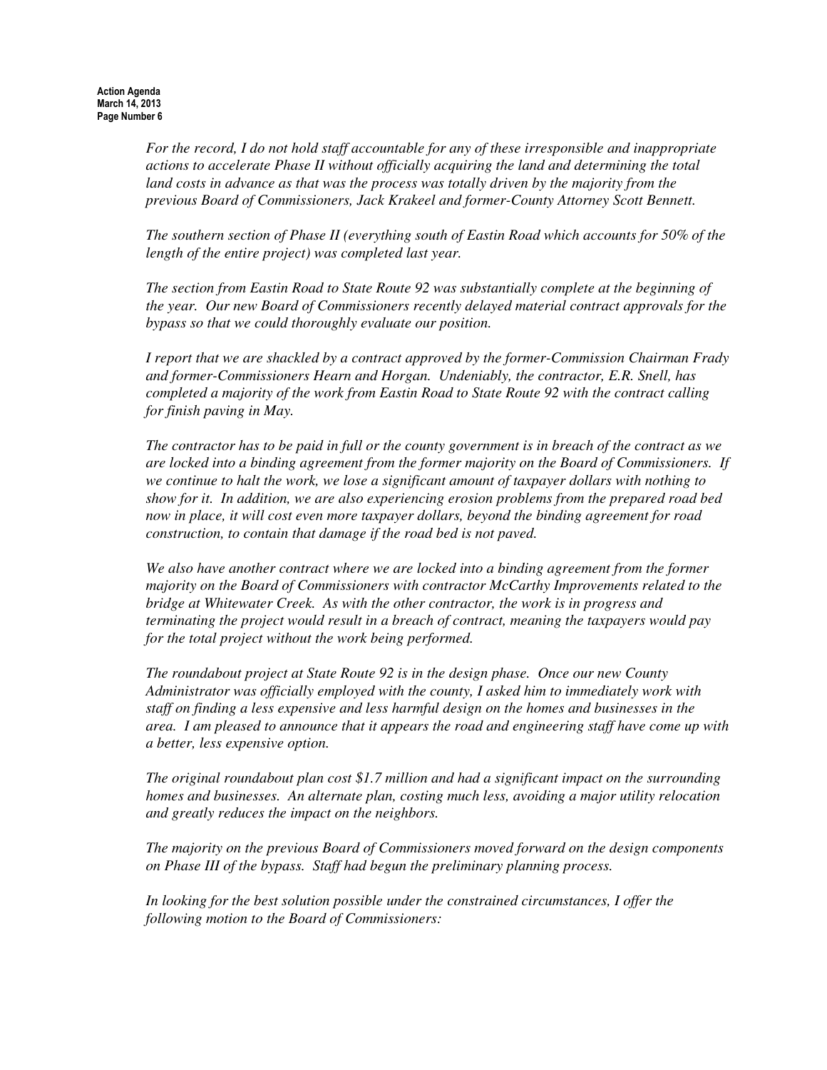*For the record, I do not hold staff accountable for any of these irresponsible and inappropriate actions to accelerate Phase II without officially acquiring the land and determining the total land costs in advance as that was the process was totally driven by the majority from the previous Board of Commissioners, Jack Krakeel and former-County Attorney Scott Bennett.*

*The southern section of Phase II (everything south of Eastin Road which accounts for 50% of the length of the entire project) was completed last year.*

*The section from Eastin Road to State Route 92 was substantially complete at the beginning of the year. Our new Board of Commissioners recently delayed material contract approvals for the bypass so that we could thoroughly evaluate our position.*

*I report that we are shackled by a contract approved by the former-Commission Chairman Frady and former-Commissioners Hearn and Horgan. Undeniably, the contractor, E.R. Snell, has completed a majority of the work from Eastin Road to State Route 92 with the contract calling for finish paving in May.*

*The contractor has to be paid in full or the county government is in breach of the contract as we are locked into a binding agreement from the former majority on the Board of Commissioners. If we continue to halt the work, we lose a significant amount of taxpayer dollars with nothing to show for it. In addition, we are also experiencing erosion problems from the prepared road bed now in place, it will cost even more taxpayer dollars, beyond the binding agreement for road construction, to contain that damage if the road bed is not paved.*

*We also have another contract where we are locked into a binding agreement from the former majority on the Board of Commissioners with contractor McCarthy Improvements related to the bridge at Whitewater Creek. As with the other contractor, the work is in progress and terminating the project would result in a breach of contract, meaning the taxpayers would pay for the total project without the work being performed.*

*The roundabout project at State Route 92 is in the design phase. Once our new County Administrator was officially employed with the county, I asked him to immediately work with staff on finding a less expensive and less harmful design on the homes and businesses in the area. I am pleased to announce that it appears the road and engineering staff have come up with a better, less expensive option.*

*The original roundabout plan cost $1.7 million and had a significant impact on the surrounding homes and businesses. An alternate plan, costing much less, avoiding a major utility relocation and greatly reduces the impact on the neighbors.*

*The majority on the previous Board of Commissioners moved forward on the design components on Phase III of the bypass. Staff had begun the preliminary planning process.*

*In looking for the best solution possible under the constrained circumstances, I offer the following motion to the Board of Commissioners:*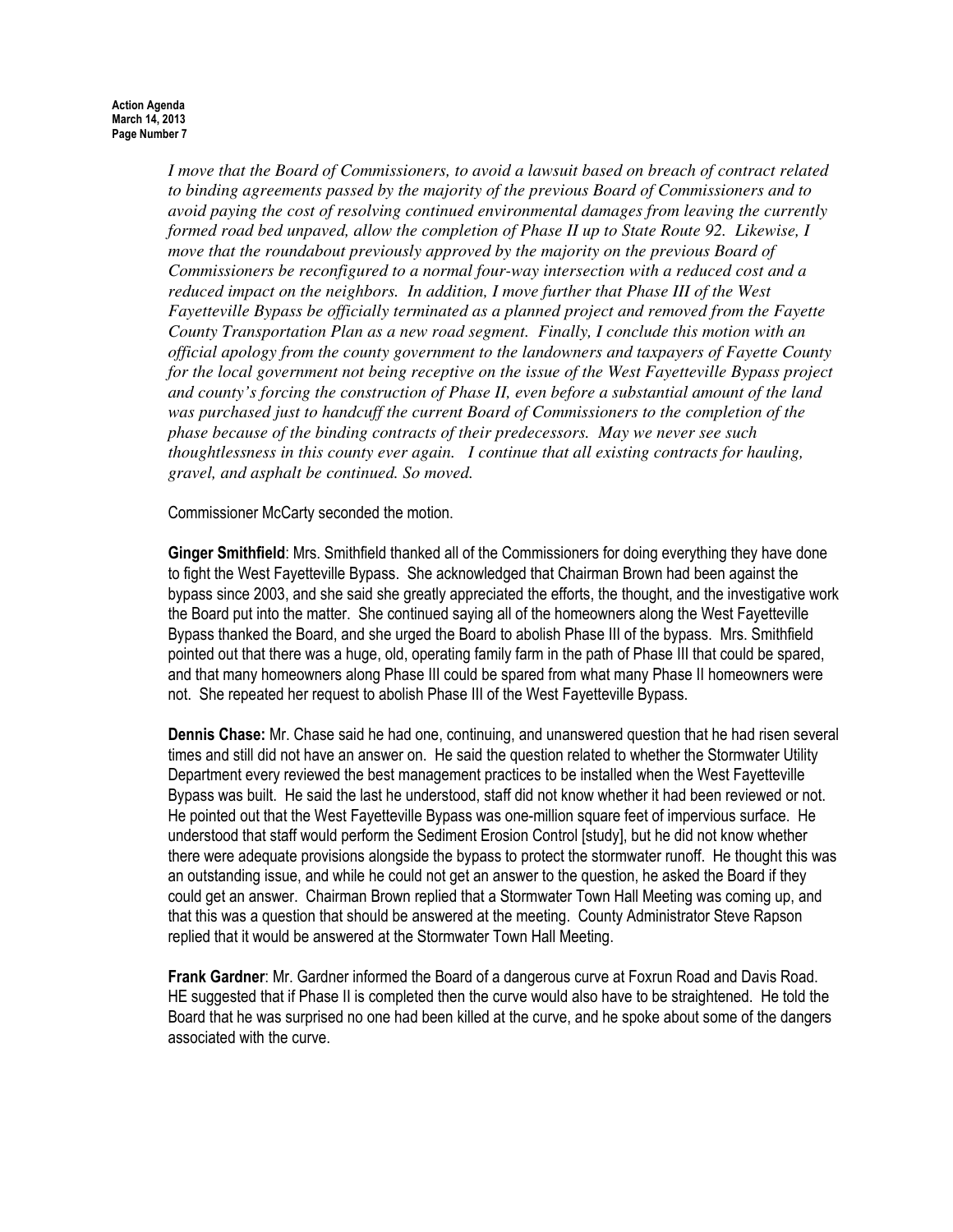*I move that the Board of Commissioners, to avoid a lawsuit based on breach of contract related to binding agreements passed by the majority of the previous Board of Commissioners and to avoid paying the cost of resolving continued environmental damages from leaving the currently formed road bed unpaved, allow the completion of Phase II up to State Route 92. Likewise, I move that the roundabout previously approved by the majority on the previous Board of Commissioners be reconfigured to a normal four-way intersection with a reduced cost and a reduced impact on the neighbors. In addition, I move further that Phase III of the West Fayetteville Bypass be officially terminated as a planned project and removed from the Fayette County Transportation Plan as a new road segment. Finally, I conclude this motion with an official apology from the county government to the landowners and taxpayers of Fayette County for the local government not being receptive on the issue of the West Fayetteville Bypass project and county's forcing the construction of Phase II, even before a substantial amount of the land was purchased just to handcuff the current Board of Commissioners to the completion of the phase because of the binding contracts of their predecessors. May we never see such thoughtlessness in this county ever again. I continue that all existing contracts for hauling, gravel, and asphalt be continued. So moved.*

Commissioner McCarty seconded the motion.

**Ginger Smithfield**: Mrs. Smithfield thanked all of the Commissioners for doing everything they have done to fight the West Fayetteville Bypass. She acknowledged that Chairman Brown had been against the bypass since 2003, and she said she greatly appreciated the efforts, the thought, and the investigative work the Board put into the matter. She continued saying all of the homeowners along the West Fayetteville Bypass thanked the Board, and she urged the Board to abolish Phase III of the bypass. Mrs. Smithfield pointed out that there was a huge, old, operating family farm in the path of Phase III that could be spared, and that many homeowners along Phase III could be spared from what many Phase II homeowners were not. She repeated her request to abolish Phase III of the West Fayetteville Bypass.

**Dennis Chase:** Mr. Chase said he had one, continuing, and unanswered question that he had risen several times and still did not have an answer on. He said the question related to whether the Stormwater Utility Department every reviewed the best management practices to be installed when the West Fayetteville Bypass was built. He said the last he understood, staff did not know whether it had been reviewed or not. He pointed out that the West Fayetteville Bypass was one-million square feet of impervious surface. He understood that staff would perform the Sediment Erosion Control [study], but he did not know whether there were adequate provisions alongside the bypass to protect the stormwater runoff. He thought this was an outstanding issue, and while he could not get an answer to the question, he asked the Board if they could get an answer. Chairman Brown replied that a Stormwater Town Hall Meeting was coming up, and that this was a question that should be answered at the meeting. County Administrator Steve Rapson replied that it would be answered at the Stormwater Town Hall Meeting.

**Frank Gardner**: Mr. Gardner informed the Board of a dangerous curve at Foxrun Road and Davis Road. HE suggested that if Phase II is completed then the curve would also have to be straightened. He told the Board that he was surprised no one had been killed at the curve, and he spoke about some of the dangers associated with the curve.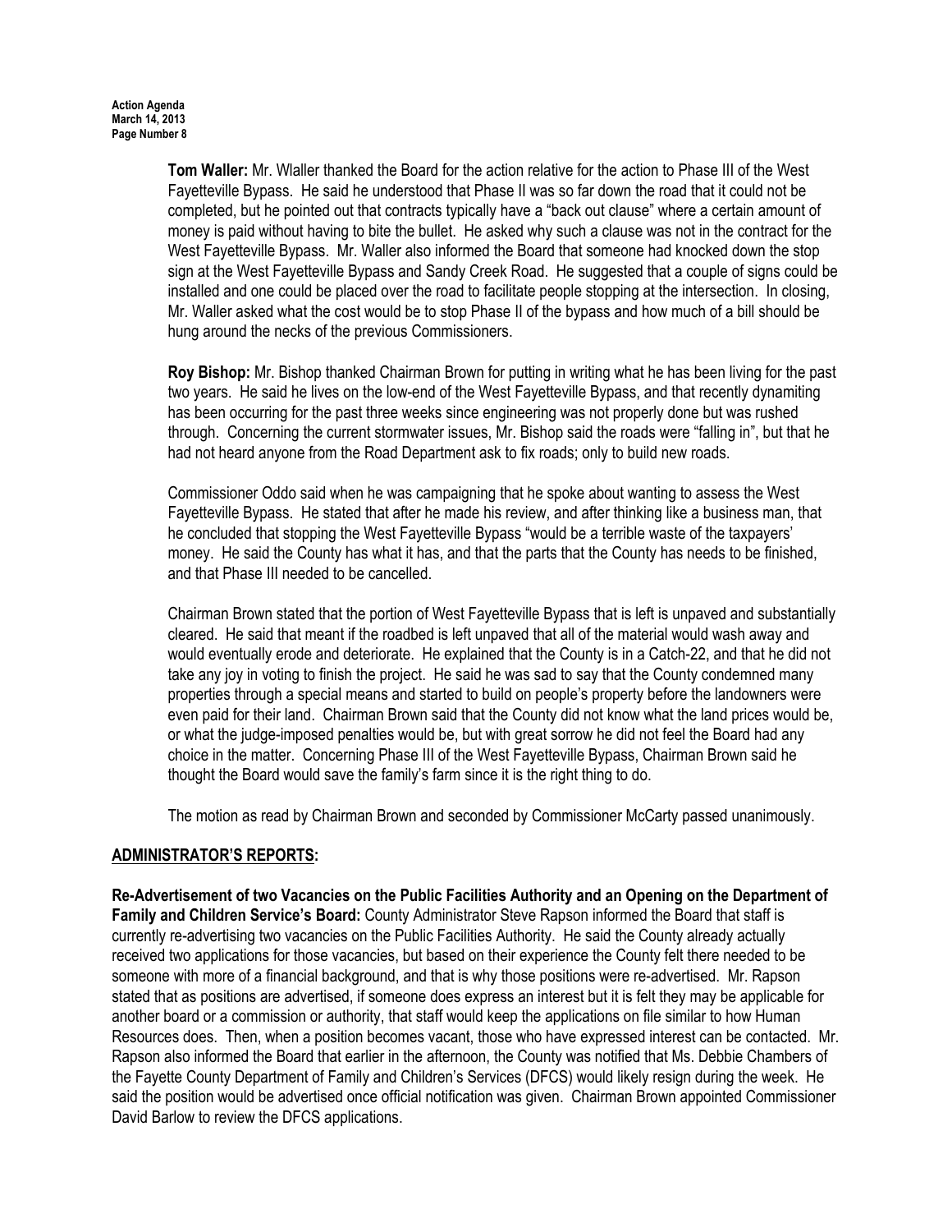**Tom Waller:** Mr. Wlaller thanked the Board for the action relative for the action to Phase III of the West Fayetteville Bypass. He said he understood that Phase II was so far down the road that it could not be completed, but he pointed out that contracts typically have a "back out clause" where a certain amount of money is paid without having to bite the bullet. He asked why such a clause was not in the contract for the West Fayetteville Bypass. Mr. Waller also informed the Board that someone had knocked down the stop sign at the West Fayetteville Bypass and Sandy Creek Road. He suggested that a couple of signs could be installed and one could be placed over the road to facilitate people stopping at the intersection. In closing, Mr. Waller asked what the cost would be to stop Phase II of the bypass and how much of a bill should be hung around the necks of the previous Commissioners.

**Roy Bishop:** Mr. Bishop thanked Chairman Brown for putting in writing what he has been living for the past two years. He said he lives on the low-end of the West Fayetteville Bypass, and that recently dynamiting has been occurring for the past three weeks since engineering was not properly done but was rushed through. Concerning the current stormwater issues, Mr. Bishop said the roads were "falling in", but that he had not heard anyone from the Road Department ask to fix roads; only to build new roads.

Commissioner Oddo said when he was campaigning that he spoke about wanting to assess the West Fayetteville Bypass. He stated that after he made his review, and after thinking like a business man, that he concluded that stopping the West Fayetteville Bypass "would be a terrible waste of the taxpayers' money. He said the County has what it has, and that the parts that the County has needs to be finished, and that Phase III needed to be cancelled.

Chairman Brown stated that the portion of West Fayetteville Bypass that is left is unpaved and substantially cleared. He said that meant if the roadbed is left unpaved that all of the material would wash away and would eventually erode and deteriorate. He explained that the County is in a Catch-22, and that he did not take any joy in voting to finish the project. He said he was sad to say that the County condemned many properties through a special means and started to build on people's property before the landowners were even paid for their land. Chairman Brown said that the County did not know what the land prices would be, or what the judge-imposed penalties would be, but with great sorrow he did not feel the Board had any choice in the matter. Concerning Phase III of the West Fayetteville Bypass, Chairman Brown said he thought the Board would save the family's farm since it is the right thing to do.

The motion as read by Chairman Brown and seconded by Commissioner McCarty passed unanimously.

## ADMINISTRATOR'S REPORTS:

**Re-Advertisement of two Vacancies on the Public Facilities Authority and an Opening on the Department of Family and Children Service's Board:** County Administrator Steve Rapson informed the Board that staff is currently re-advertising two vacancies on the Public Facilities Authority. He said the County already actually received two applications for those vacancies, but based on their experience the County felt there needed to be someone with more of a financial background, and that is why those positions were re-advertised. Mr. Rapson stated that as positions are advertised, if someone does express an interest but it is felt they may be applicable for another board or a commission or authority, that staff would keep the applications on file similar to how Human Resources does. Then, when a position becomes vacant, those who have expressed interest can be contacted. Mr. Rapson also informed the Board that earlier in the afternoon, the County was notified that Ms. Debbie Chambers of the Fayette County Department of Family and Children's Services (DFCS) would likely resign during the week. He said the position would be advertised once official notification was given. Chairman Brown appointed Commissioner David Barlow to review the DFCS applications.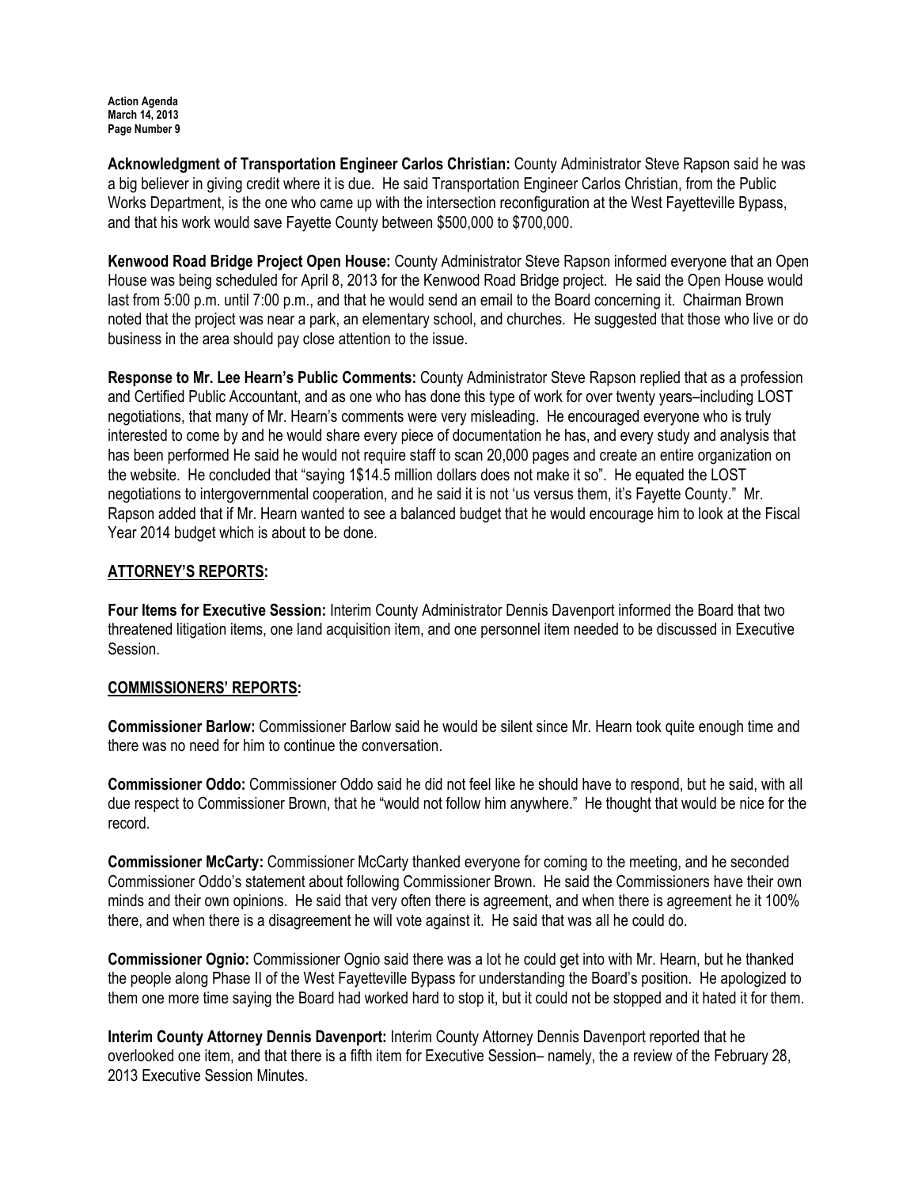**Acknowledgment of Transportation Engineer Carlos Christian:** County Administrator Steve Rapson said he was a big believer in giving credit where it is due. He said Transportation Engineer Carlos Christian, from the Public Works Department, is the one who came up with the intersection reconfiguration at the West Fayetteville Bypass, and that his work would save Fayette County between $500,000 to $700,000.

**Kenwood Road Bridge Project Open House:** County Administrator Steve Rapson informed everyone that an Open House was being scheduled for April 8, 2013 for the Kenwood Road Bridge project. He said the Open House would last from 5:00 p.m. until 7:00 p.m., and that he would send an email to the Board concerning it. Chairman Brown noted that the project was near a park, an elementary school, and churches. He suggested that those who live or do business in the area should pay close attention to the issue.

**Response to Mr. Lee Hearn's Public Comments:** County Administrator Steve Rapson replied that as a profession and Certified Public Accountant, and as one who has done this type of work for over twenty years–including LOST negotiations, that many of Mr. Hearn's comments were very misleading. He encouraged everyone who is truly interested to come by and he would share every piece of documentation he has, and every study and analysis that has been performed He said he would not require staff to scan 20,000 pages and create an entire organization on the website. He concluded that "saying 1$14.5 million dollars does not make it so". He equated the LOST negotiations to intergovernmental cooperation, and he said it is not 'us versus them, it's Fayette County." Mr. Rapson added that if Mr. Hearn wanted to see a balanced budget that he would encourage him to look at the Fiscal Year 2014 budget which is about to be done.

## ATTORNEY'S REPORTS:

**Four Items for Executive Session:** Interim County Administrator Dennis Davenport informed the Board that two threatened litigation items, one land acquisition item, and one personnel item needed to be discussed in Executive Session.

## COMMISSIONERS' REPORTS:

**Commissioner Barlow:** Commissioner Barlow said he would be silent since Mr. Hearn took quite enough time and there was no need for him to continue the conversation.

**Commissioner Oddo:** Commissioner Oddo said he did not feel like he should have to respond, but he said, with all due respect to Commissioner Brown, that he "would not follow him anywhere." He thought that would be nice for the record.

**Commissioner McCarty:** Commissioner McCarty thanked everyone for coming to the meeting, and he seconded Commissioner Oddo's statement about following Commissioner Brown. He said the Commissioners have their own minds and their own opinions. He said that very often there is agreement, and when there is agreement he it 100% there, and when there is a disagreement he will vote against it. He said that was all he could do.

**Commissioner Ognio:** Commissioner Ognio said there was a lot he could get into with Mr. Hearn, but he thanked the people along Phase II of the West Fayetteville Bypass for understanding the Board's position. He apologized to them one more time saying the Board had worked hard to stop it, but it could not be stopped and it hated it for them.

**Interim County Attorney Dennis Davenport:** Interim County Attorney Dennis Davenport reported that he overlooked one item, and that there is a fifth item for Executive Session– namely, the a review of the February 28, 2013 Executive Session Minutes.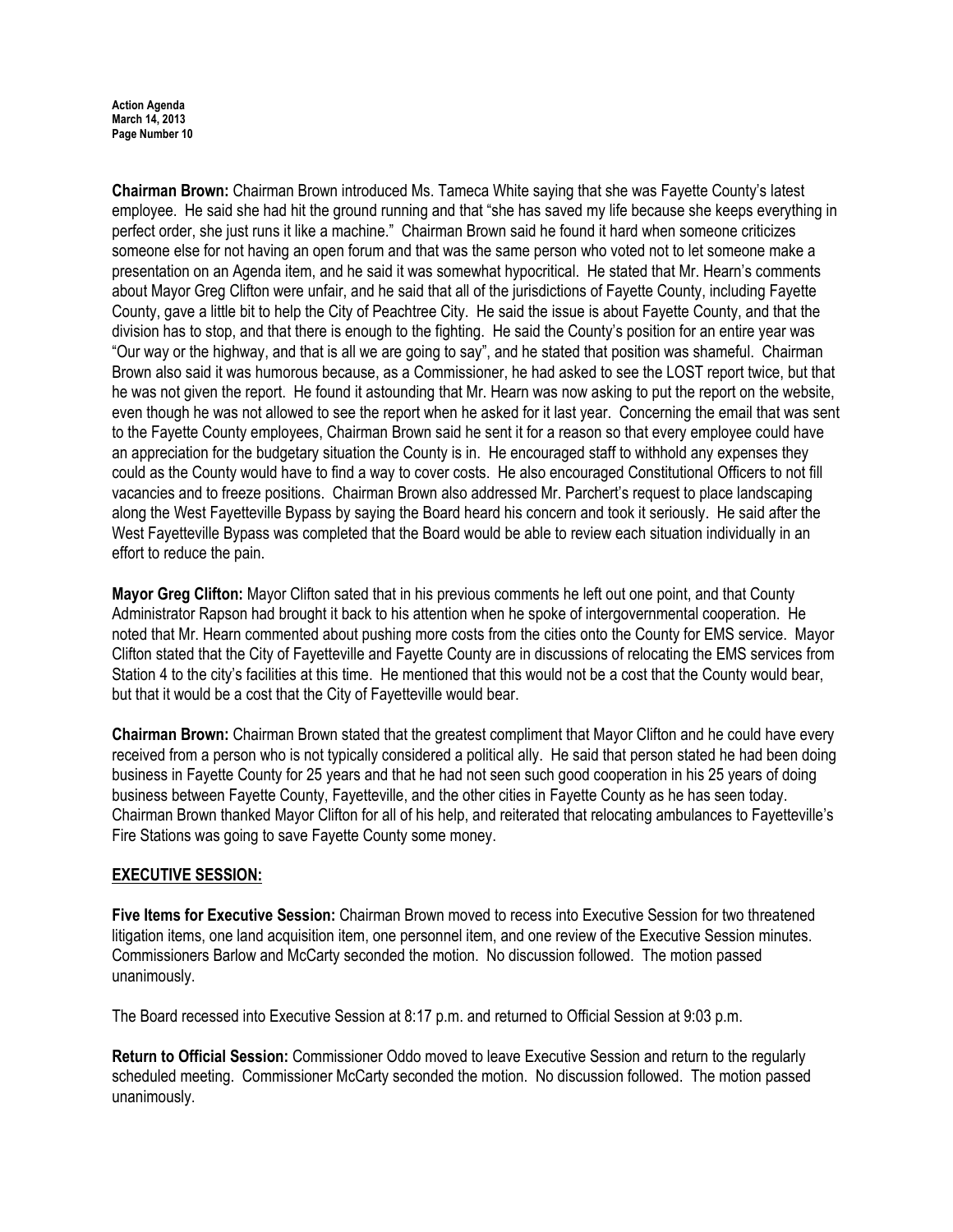**Chairman Brown:** Chairman Brown introduced Ms. Tameca White saying that she was Fayette County's latest employee. He said she had hit the ground running and that "she has saved my life because she keeps everything in perfect order, she just runs it like a machine." Chairman Brown said he found it hard when someone criticizes someone else for not having an open forum and that was the same person who voted not to let someone make a presentation on an Agenda item, and he said it was somewhat hypocritical. He stated that Mr. Hearn's comments about Mayor Greg Clifton were unfair, and he said that all of the jurisdictions of Fayette County, including Fayette County, gave a little bit to help the City of Peachtree City. He said the issue is about Fayette County, and that the division has to stop, and that there is enough to the fighting. He said the County's position for an entire year was "Our way or the highway, and that is all we are going to say", and he stated that position was shameful. Chairman Brown also said it was humorous because, as a Commissioner, he had asked to see the LOST report twice, but that he was not given the report. He found it astounding that Mr. Hearn was now asking to put the report on the website, even though he was not allowed to see the report when he asked for it last year. Concerning the email that was sent to the Fayette County employees, Chairman Brown said he sent it for a reason so that every employee could have an appreciation for the budgetary situation the County is in. He encouraged staff to withhold any expenses they could as the County would have to find a way to cover costs. He also encouraged Constitutional Officers to not fill vacancies and to freeze positions. Chairman Brown also addressed Mr. Parchert's request to place landscaping along the West Fayetteville Bypass by saying the Board heard his concern and took it seriously. He said after the West Fayetteville Bypass was completed that the Board would be able to review each situation individually in an effort to reduce the pain.

**Mayor Greg Clifton:** Mayor Clifton sated that in his previous comments he left out one point, and that County Administrator Rapson had brought it back to his attention when he spoke of intergovernmental cooperation. He noted that Mr. Hearn commented about pushing more costs from the cities onto the County for EMS service. Mayor Clifton stated that the City of Fayetteville and Fayette County are in discussions of relocating the EMS services from Station 4 to the city's facilities at this time. He mentioned that this would not be a cost that the County would bear, but that it would be a cost that the City of Fayetteville would bear.

**Chairman Brown:** Chairman Brown stated that the greatest compliment that Mayor Clifton and he could have every received from a person who is not typically considered a political ally. He said that person stated he had been doing business in Fayette County for 25 years and that he had not seen such good cooperation in his 25 years of doing business between Fayette County, Fayetteville, and the other cities in Fayette County as he has seen today. Chairman Brown thanked Mayor Clifton for all of his help, and reiterated that relocating ambulances to Fayetteville's Fire Stations was going to save Fayette County some money.

## EXECUTIVE SESSION:

**Five Items for Executive Session:** Chairman Brown moved to recess into Executive Session for two threatened litigation items, one land acquisition item, one personnel item, and one review of the Executive Session minutes. Commissioners Barlow and McCarty seconded the motion. No discussion followed. The motion passed unanimously.

The Board recessed into Executive Session at 8:17 p.m. and returned to Official Session at 9:03 p.m.

**Return to Official Session:** Commissioner Oddo moved to leave Executive Session and return to the regularly scheduled meeting. Commissioner McCarty seconded the motion. No discussion followed. The motion passed unanimously.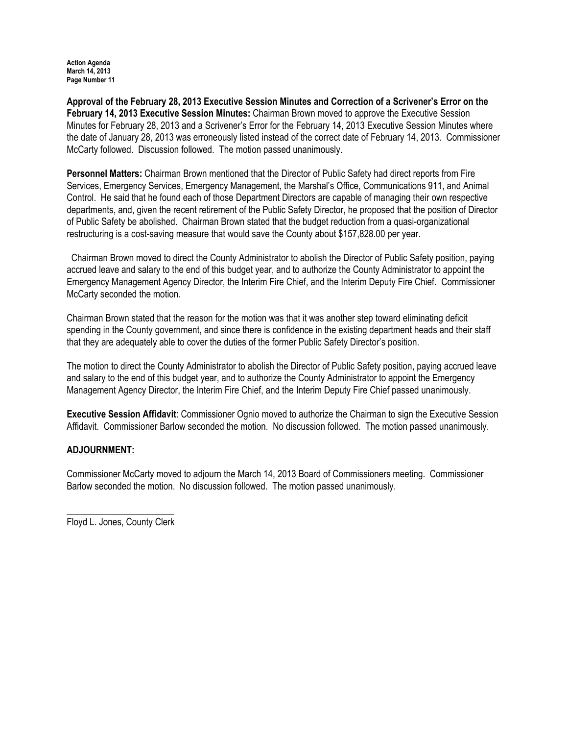**Approval of the February 28, 2013 Executive Session Minutes and Correction of a Scrivener's Error on the February 14, 2013 Executive Session Minutes:** Chairman Brown moved to approve the Executive Session Minutes for February 28, 2013 and a Scrivener's Error for the February 14, 2013 Executive Session Minutes where the date of January 28, 2013 was erroneously listed instead of the correct date of February 14, 2013. Commissioner McCarty followed. Discussion followed. The motion passed unanimously.

**Personnel Matters:** Chairman Brown mentioned that the Director of Public Safety had direct reports from Fire Services, Emergency Services, Emergency Management, the Marshal's Office, Communications 911, and Animal Control. He said that he found each of those Department Directors are capable of managing their own respective departments, and, given the recent retirement of the Public Safety Director, he proposed that the position of Director of Public Safety be abolished. Chairman Brown stated that the budget reduction from a quasi-organizational restructuring is a cost-saving measure that would save the County about $157,828.00 per year.

Chairman Brown moved to direct the County Administrator to abolish the Director of Public Safety position, paying accrued leave and salary to the end of this budget year, and to authorize the County Administrator to appoint the Emergency Management Agency Director, the Interim Fire Chief, and the Interim Deputy Fire Chief. Commissioner McCarty seconded the motion.

Chairman Brown stated that the reason for the motion was that it was another step toward eliminating deficit spending in the County government, and since there is confidence in the existing department heads and their staff that they are adequately able to cover the duties of the former Public Safety Director's position.

The motion to direct the County Administrator to abolish the Director of Public Safety position, paying accrued leave and salary to the end of this budget year, and to authorize the County Administrator to appoint the Emergency Management Agency Director, the Interim Fire Chief, and the Interim Deputy Fire Chief passed unanimously.

**Executive Session Affidavit**: Commissioner Ognio moved to authorize the Chairman to sign the Executive Session Affidavit. Commissioner Barlow seconded the motion. No discussion followed. The motion passed unanimously.

## ADJOURNMENT:

Commissioner McCarty moved to adjourn the March 14, 2013 Board of Commissioners meeting. Commissioner Barlow seconded the motion. No discussion followed. The motion passed unanimously.

\_\_\_\_\_\_\_\_\_\_\_\_\_\_\_\_\_\_\_\_\_\_\_\_

Floyd L. Jones, County Clerk